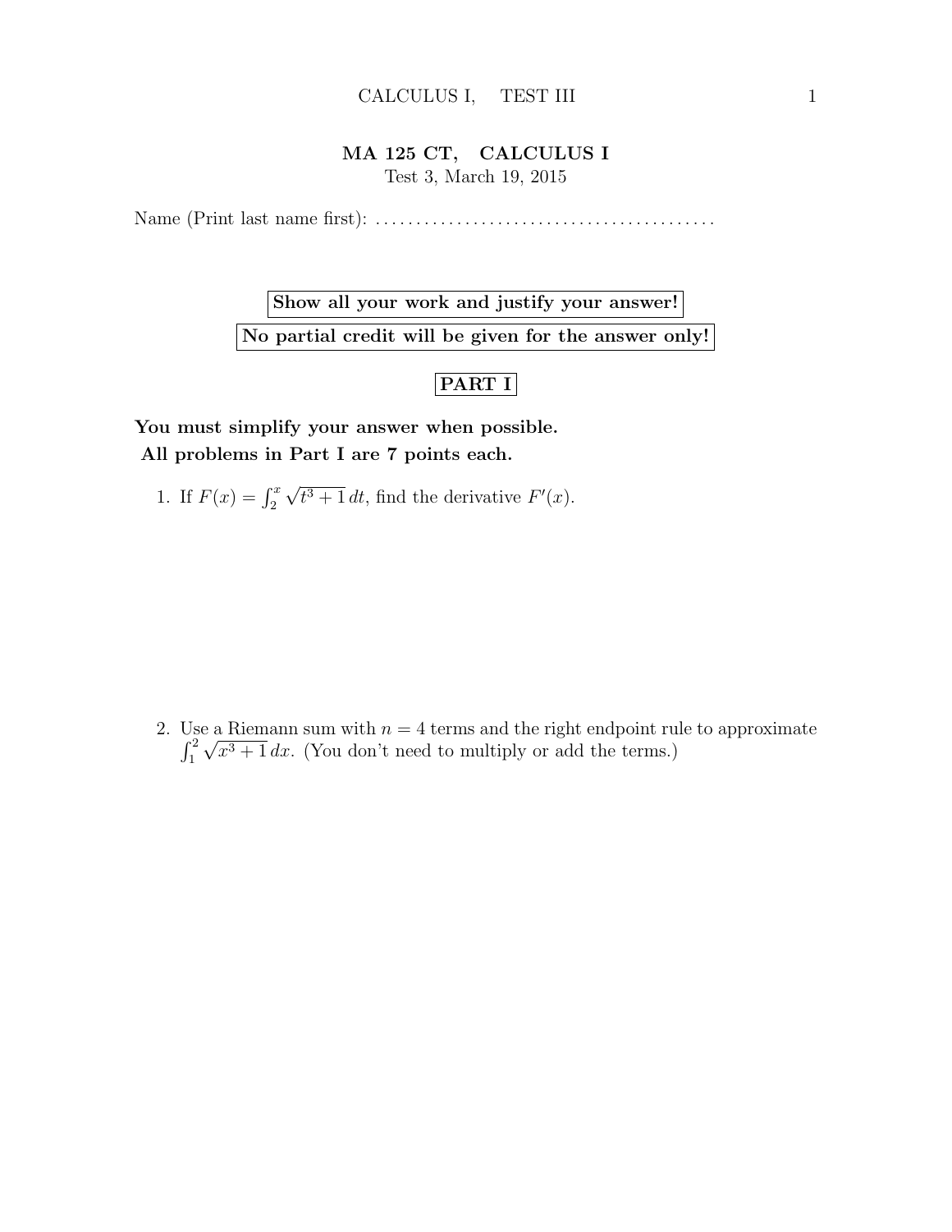# MA 125 CT, CALCULUS I

Test 3, March 19, 2015

Name (Print last name first): .........................................

**Show all your work and justify your answer!**

**No partial credit will be given for the answer only!**

## PART I

**You must simplify your answer when possible.**

**All problems in Part I are 7 points each.**

1. If $F(x) = \int_2^x \sqrt{t^3+1}\,dt$, find the derivative $F'(x)$.

2. Use a Riemann sum with $n = 4$ terms and the right endpoint rule to approximate $\int_1^2 \sqrt{x^3+1}\,dx$. (You don't need to multiply or add the terms.)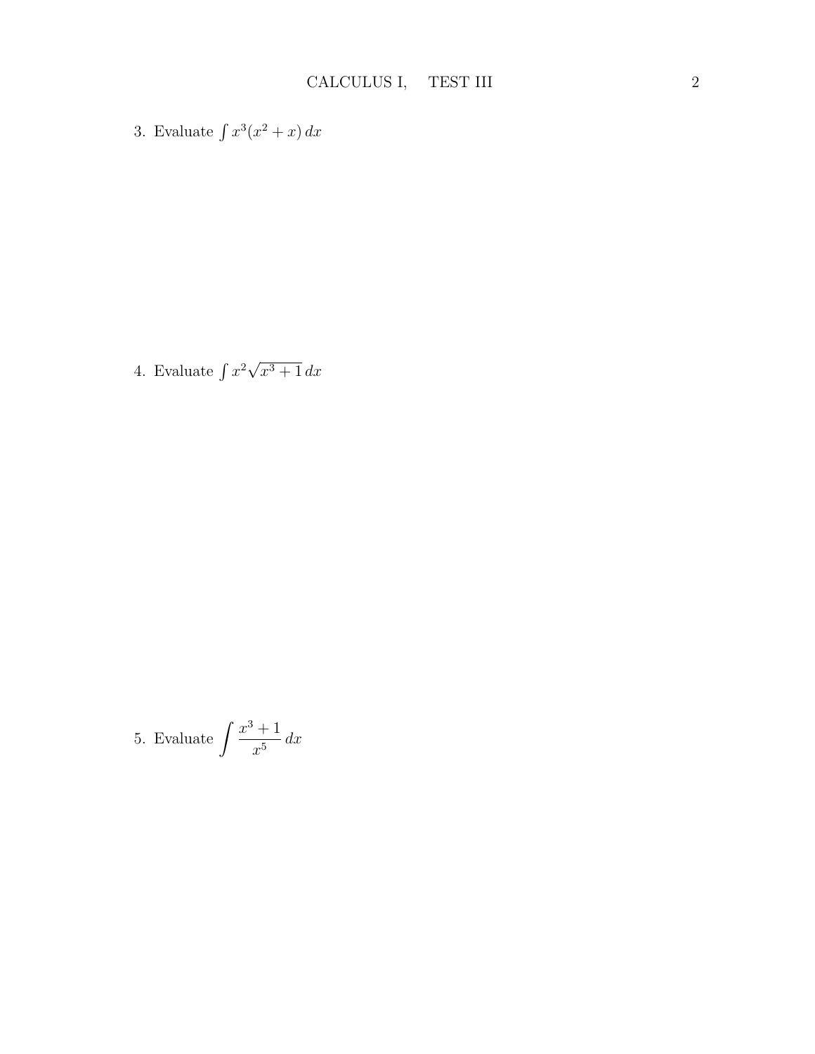3. Evaluate $\int x^3(x^2 + x)\,dx$

4. Evaluate $\int x^2\sqrt{x^3 + 1}\,dx$

5. Evaluate $\displaystyle\int \frac{x^3 + 1}{x^5}\,dx$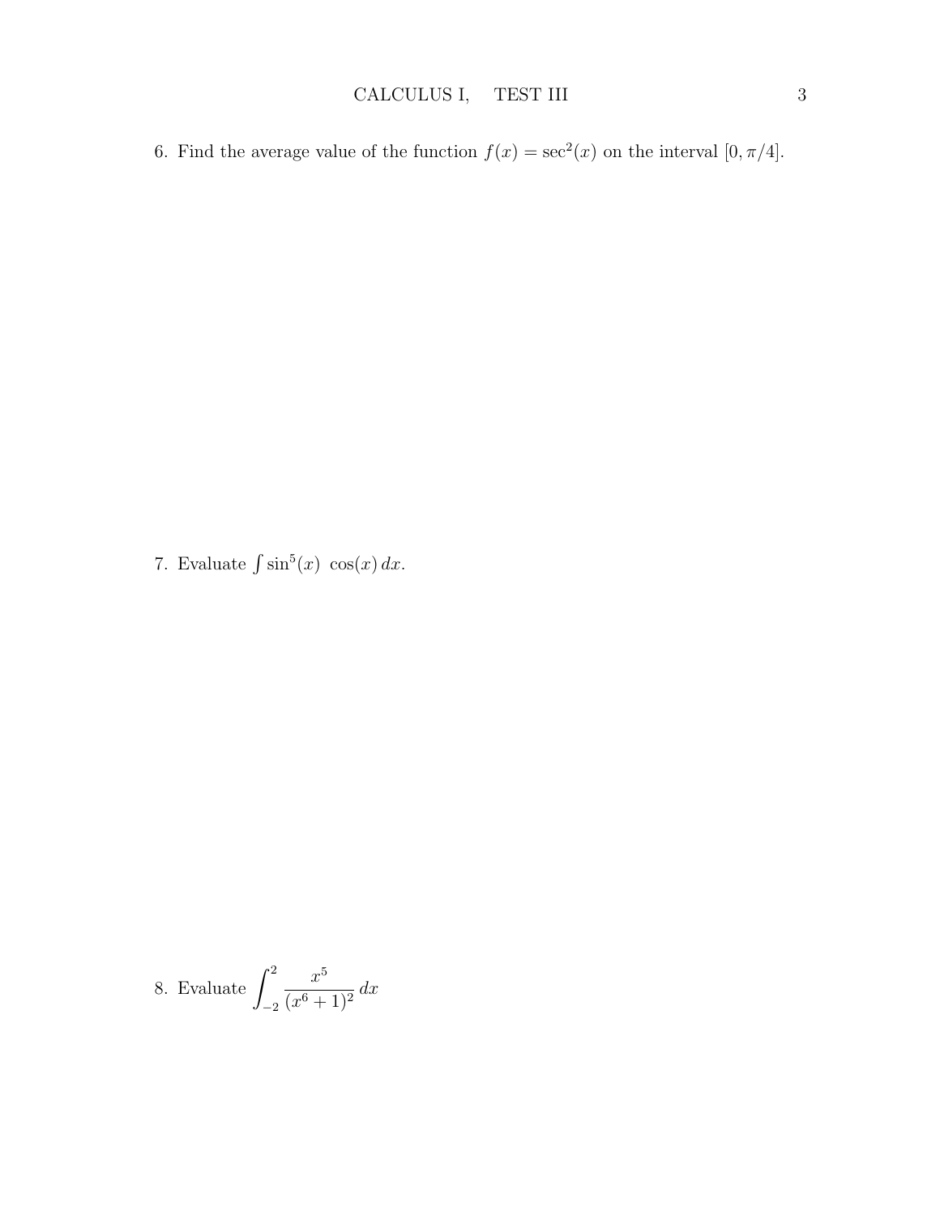6. Find the average value of the function $f(x) = \sec^2(x)$ on the interval $[0, \pi/4]$.

7. Evaluate $\int \sin^5(x)\ \cos(x)\, dx$.

8. Evaluate $\displaystyle\int_{-2}^{2} \frac{x^5}{(x^6+1)^2}\, dx$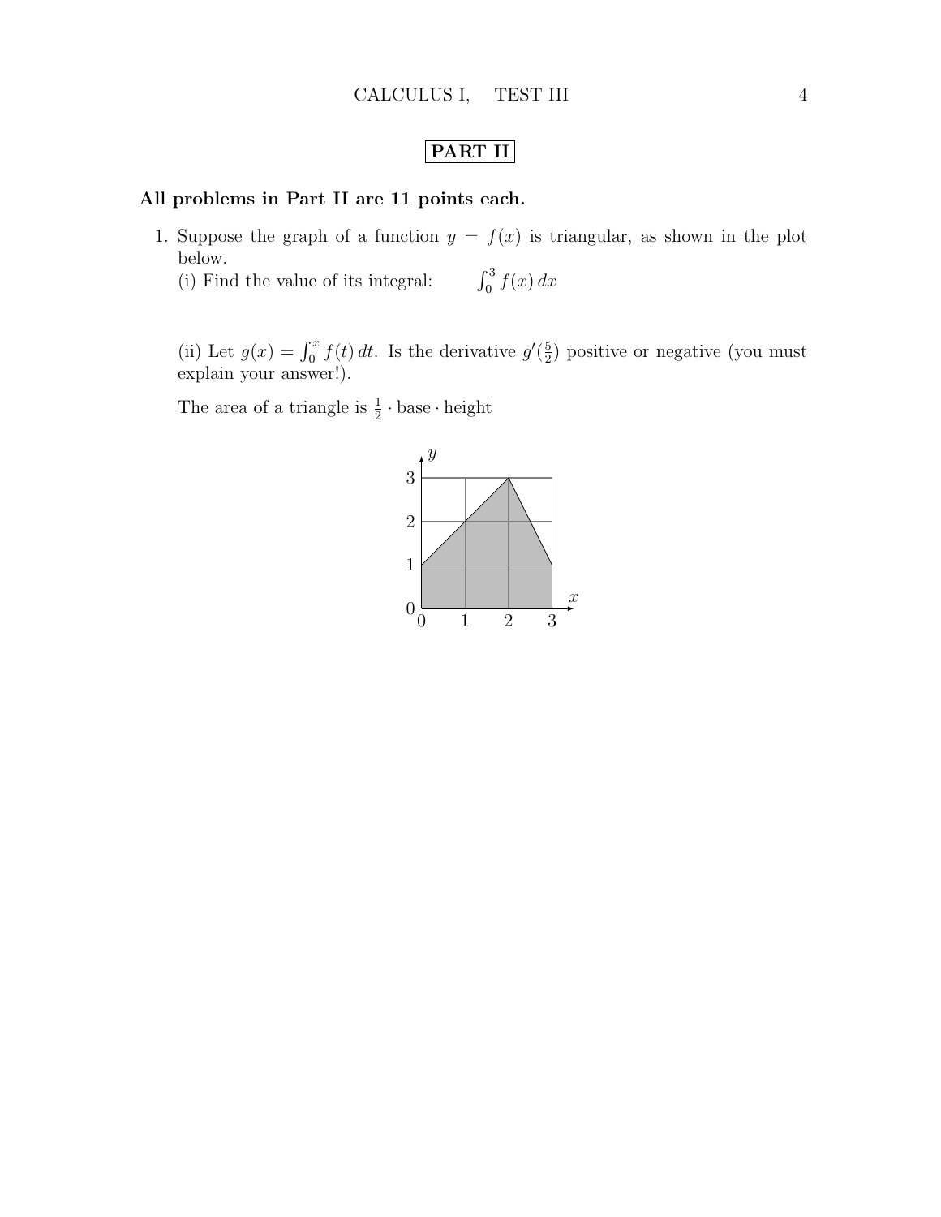## PART II

**All problems in Part II are 11 points each.**

1. Suppose the graph of a function $y = f(x)$ is triangular, as shown in the plot below.

   (i) Find the value of its integral: $\int_0^3 f(x)\,dx$

   (ii) Let $g(x) = \int_0^x f(t)\,dt$. Is the derivative $g'(\frac{5}{2})$ positive or negative (you must explain your answer!).

   The area of a triangle is $\frac{1}{2} \cdot \text{base} \cdot \text{height}$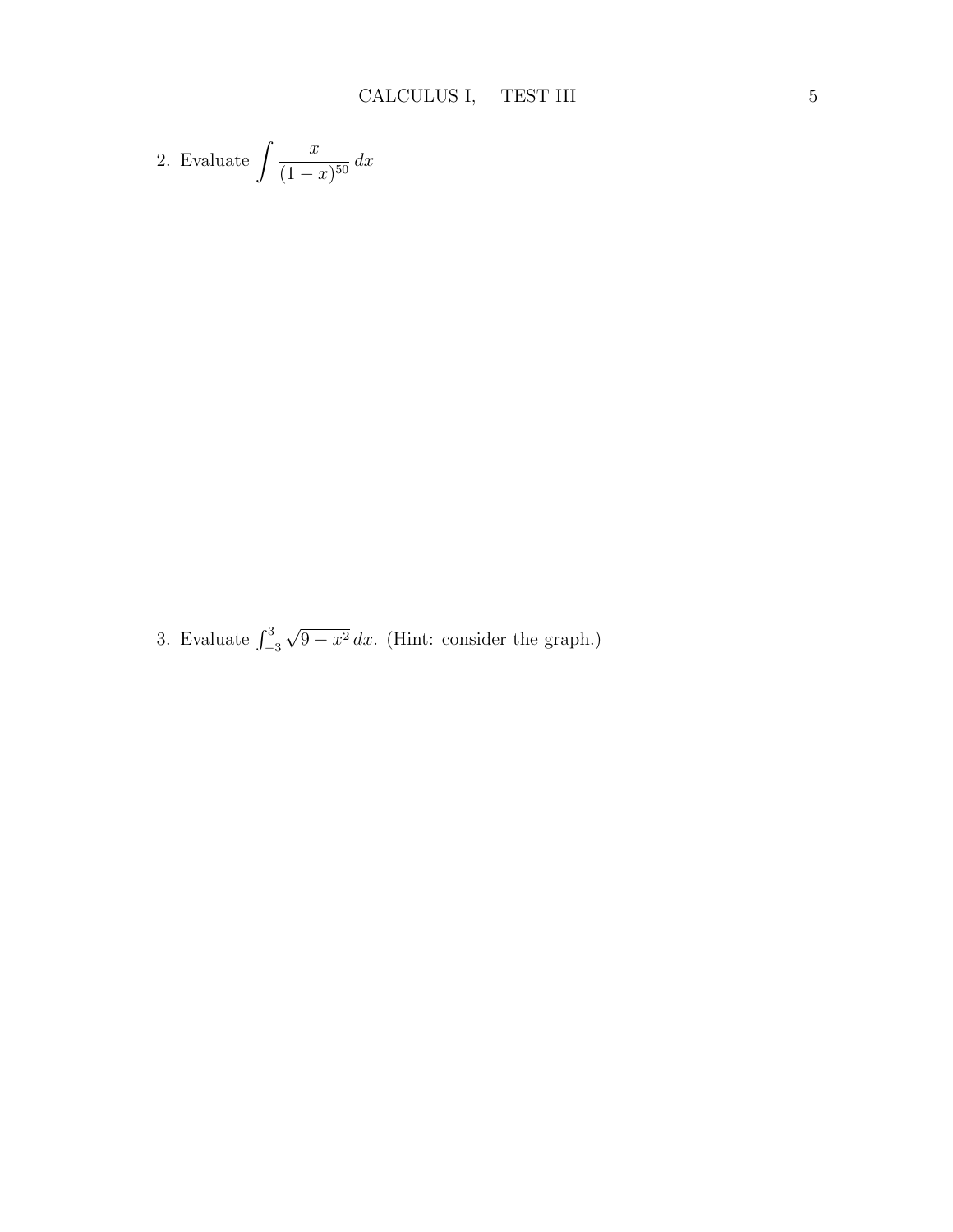2. Evaluate $\displaystyle\int \frac{x}{(1-x)^{50}}\,dx$

3. Evaluate $\int_{-3}^{3} \sqrt{9-x^2}\,dx$. (Hint: consider the graph.)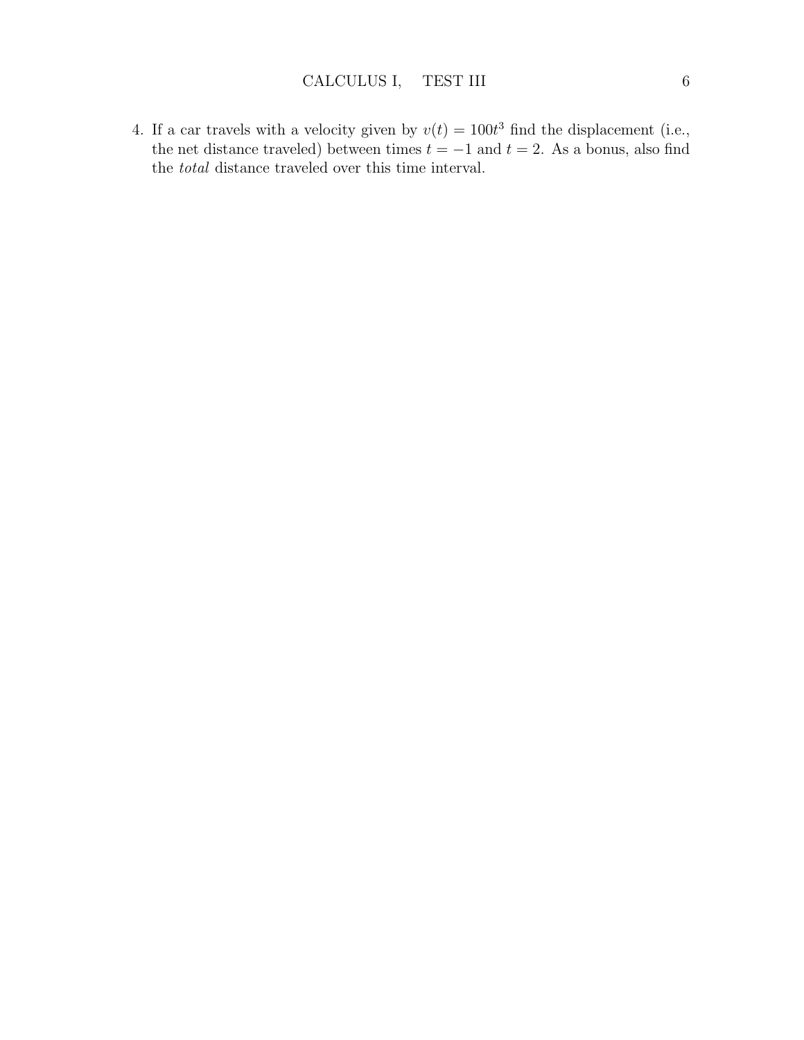4. If a car travels with a velocity given by $v(t) = 100t^3$ find the displacement (i.e., the net distance traveled) between times $t = -1$ and $t = 2$. As a bonus, also find the *total* distance traveled over this time interval.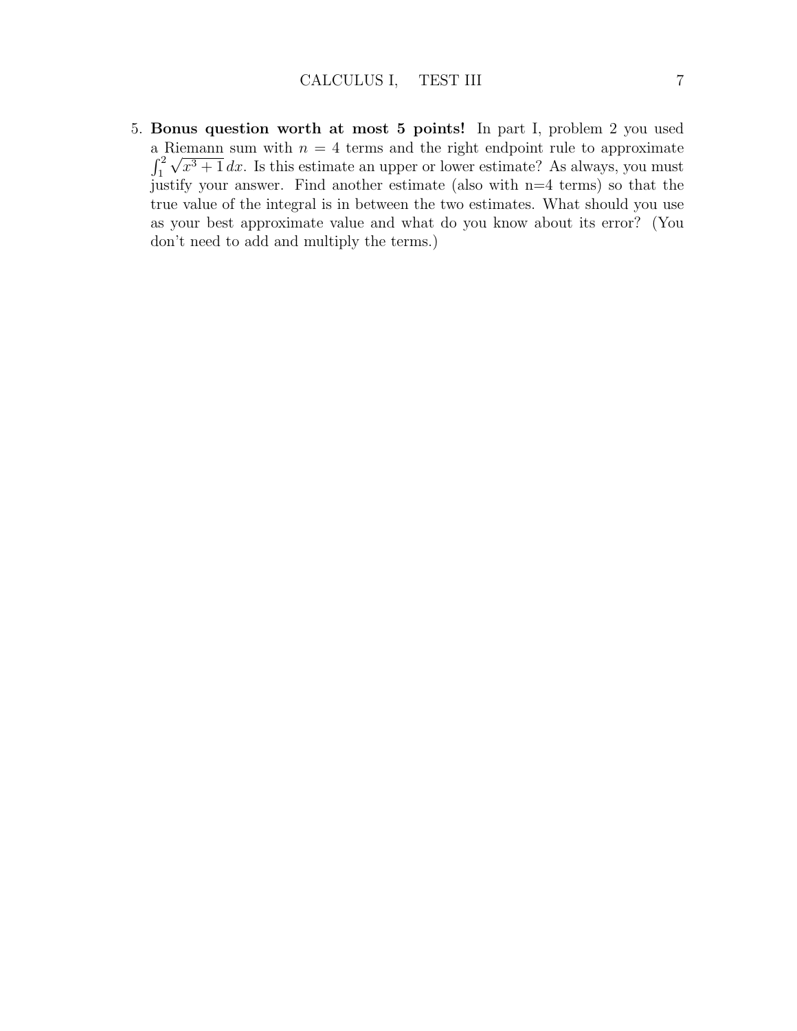5. **Bonus question worth at most 5 points!** In part I, problem 2 you used a Riemann sum with $n = 4$ terms and the right endpoint rule to approximate $\int_1^2 \sqrt{x^3+1}\,dx$. Is this estimate an upper or lower estimate? As always, you must justify your answer. Find another estimate (also with n=4 terms) so that the true value of the integral is in between the two estimates. What should you use as your best approximate value and what do you know about its error? (You don't need to add and multiply the terms.)